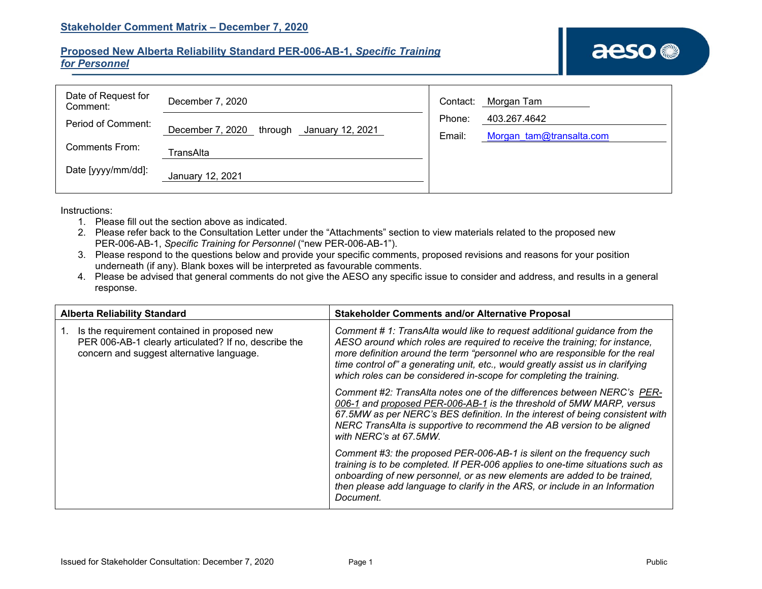# Stakeholder Comment Matrix – December 7, 2020

## Proposed New Alberta Reliability Standard PER-006-AB-1, *Specific Training for Personnel*

| | | | |
|---|---|---|---|
| Date of Request for Comment: | December 7, 2020 | Contact: | Morgan Tam |
| Period of Comment: | December 7, 2020 through January 12, 2021 | Phone: | 403.267.4642 |
| Comments From: | TransAlta | Email: | Morgan_tam@transalta.com |
| Date [yyyy/mm/dd]: | January 12, 2021 | | |

Instructions:

1. Please fill out the section above as indicated.
2. Please refer back to the Consultation Letter under the "Attachments" section to view materials related to the proposed new PER-006-AB-1, *Specific Training for Personnel* ("new PER-006-AB-1").
3. Please respond to the questions below and provide your specific comments, proposed revisions and reasons for your position underneath (if any). Blank boxes will be interpreted as favourable comments.
4. Please be advised that general comments do not give the AESO any specific issue to consider and address, and results in a general response.

| Alberta Reliability Standard | Stakeholder Comments and/or Alternative Proposal |
|---|---|
| 1. Is the requirement contained in proposed new PER 006-AB-1 clearly articulated? If no, describe the concern and suggest alternative language. | *Comment # 1: TransAlta would like to request additional guidance from the AESO around which roles are required to receive the training; for instance, more definition around the term "personnel who are responsible for the real time control of" a generating unit, etc., would greatly assist us in clarifying which roles can be considered in-scope for completing the training.*<br><br>*Comment #2: TransAlta notes one of the differences between NERC's PER-006-1 and proposed PER-006-AB-1 is the threshold of 5MW MARP, versus 67.5MW as per NERC's BES definition. In the interest of being consistent with NERC TransAlta is supportive to recommend the AB version to be aligned with NERC's at 67.5MW.*<br><br>*Comment #3: the proposed PER-006-AB-1 is silent on the frequency such training is to be completed. If PER-006 applies to one-time situations such as onboarding of new personnel, or as new elements are added to be trained, then please add language to clarify in the ARS, or include in an Information Document.* |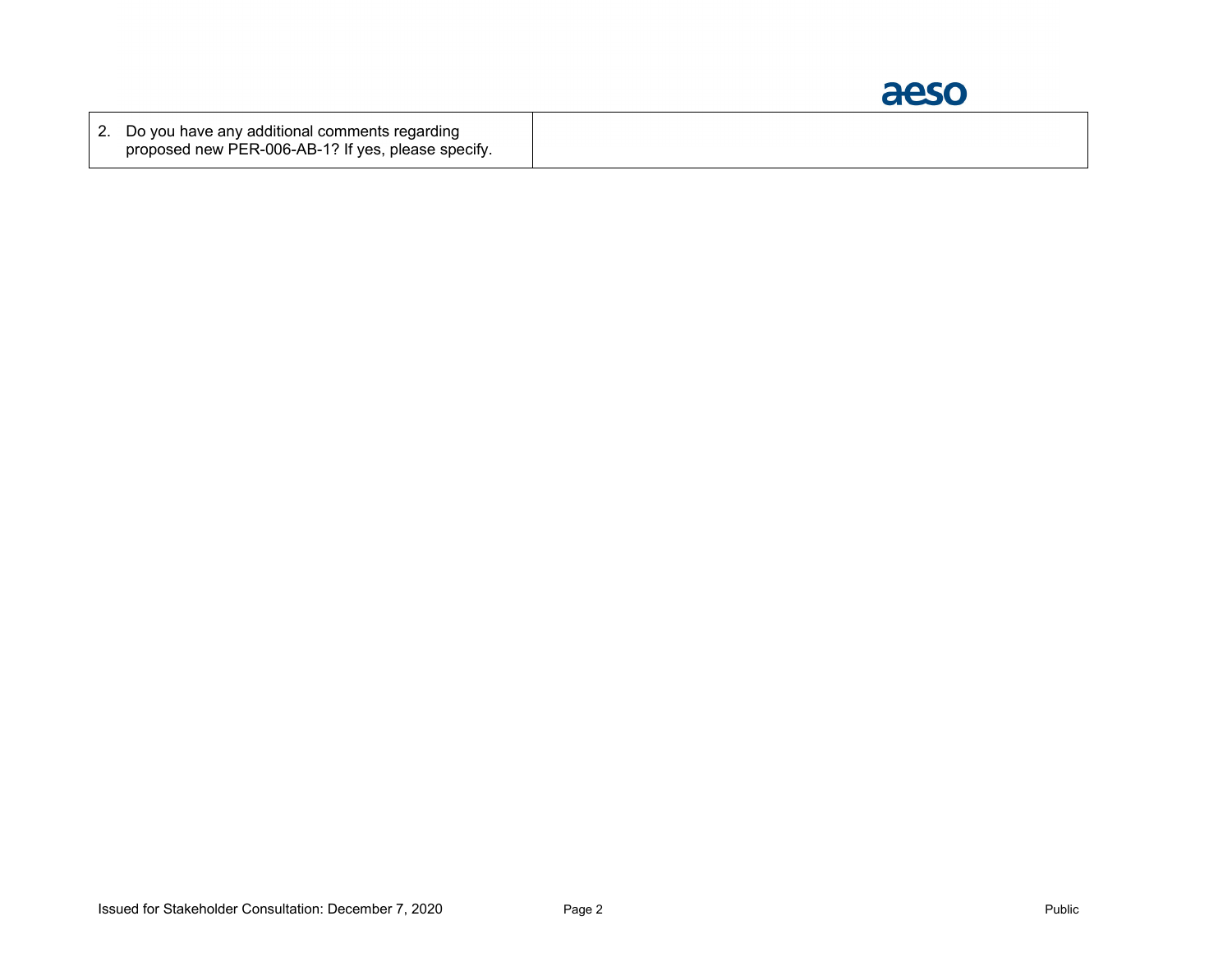| | |
|---|---|
| 2. Do you have any additional comments regarding proposed new PER-006-AB-1? If yes, please specify. | |